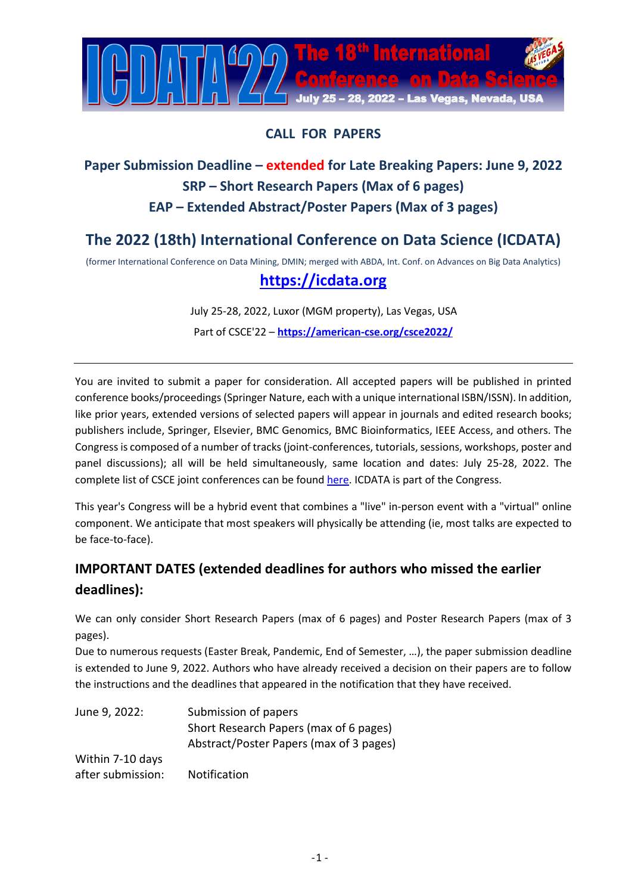# ICDATA'22 The 18th International Conference on Data Science

**July 25 – 28, 2022 – Las Vegas, Nevada, USA**

## CALL FOR PAPERS

### Paper Submission Deadline – extended for Late Breaking Papers: June 9, 2022
### SRP – Short Research Papers (Max of 6 pages)
### EAP – Extended Abstract/Poster Papers (Max of 3 pages)

## The 2022 (18th) International Conference on Data Science (ICDATA)

(former International Conference on Data Mining, DMIN; merged with ABDA, Int. Conf. on Advances on Big Data Analytics)

**https://icdata.org**

July 25-28, 2022, Luxor (MGM property), Las Vegas, USA

Part of CSCE'22 – **https://american-cse.org/csce2022/**

---

You are invited to submit a paper for consideration. All accepted papers will be published in printed conference books/proceedings (Springer Nature, each with a unique international ISBN/ISSN). In addition, like prior years, extended versions of selected papers will appear in journals and edited research books; publishers include, Springer, Elsevier, BMC Genomics, BMC Bioinformatics, IEEE Access, and others. The Congress is composed of a number of tracks (joint-conferences, tutorials, sessions, workshops, poster and panel discussions); all will be held simultaneously, same location and dates: July 25-28, 2022. The complete list of CSCE joint conferences can be found here. ICDATA is part of the Congress.

This year's Congress will be a hybrid event that combines a "live" in-person event with a "virtual" online component. We anticipate that most speakers will physically be attending (ie, most talks are expected to be face-to-face).

## IMPORTANT DATES (extended deadlines for authors who missed the earlier deadlines):

We can only consider Short Research Papers (max of 6 pages) and Poster Research Papers (max of 3 pages).

Due to numerous requests (Easter Break, Pandemic, End of Semester, …), the paper submission deadline is extended to June 9, 2022. Authors who have already received a decision on their papers are to follow the instructions and the deadlines that appeared in the notification that they have received.

| | |
|---|---|
| June 9, 2022: | Submission of papers<br>Short Research Papers (max of 6 pages)<br>Abstract/Poster Papers (max of 3 pages) |
| Within 7-10 days after submission: | Notification |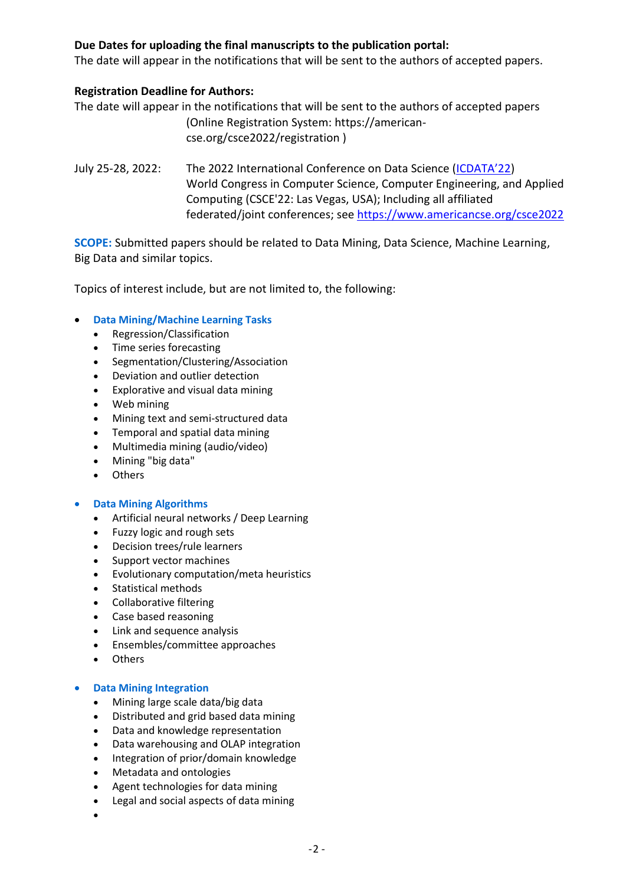**Due Dates for uploading the final manuscripts to the publication portal:**
The date will appear in the notifications that will be sent to the authors of accepted papers.

**Registration Deadline for Authors:**
The date will appear in the notifications that will be sent to the authors of accepted papers (Online Registration System: https://american-cse.org/csce2022/registration )

July 25-28, 2022: The 2022 International Conference on Data Science (ICDATA'22) World Congress in Computer Science, Computer Engineering, and Applied Computing (CSCE'22: Las Vegas, USA); Including all affiliated federated/joint conferences; see https://www.americancse.org/csce2022

**SCOPE:** Submitted papers should be related to Data Mining, Data Science, Machine Learning, Big Data and similar topics.

Topics of interest include, but are not limited to, the following:

- **Data Mining/Machine Learning Tasks**
  - Regression/Classification
  - Time series forecasting
  - Segmentation/Clustering/Association
  - Deviation and outlier detection
  - Explorative and visual data mining
  - Web mining
  - Mining text and semi-structured data
  - Temporal and spatial data mining
  - Multimedia mining (audio/video)
  - Mining "big data"
  - Others

- **Data Mining Algorithms**
  - Artificial neural networks / Deep Learning
  - Fuzzy logic and rough sets
  - Decision trees/rule learners
  - Support vector machines
  - Evolutionary computation/meta heuristics
  - Statistical methods
  - Collaborative filtering
  - Case based reasoning
  - Link and sequence analysis
  - Ensembles/committee approaches
  - Others

- **Data Mining Integration**
  - Mining large scale data/big data
  - Distributed and grid based data mining
  - Data and knowledge representation
  - Data warehousing and OLAP integration
  - Integration of prior/domain knowledge
  - Metadata and ontologies
  - Agent technologies for data mining
  - Legal and social aspects of data mining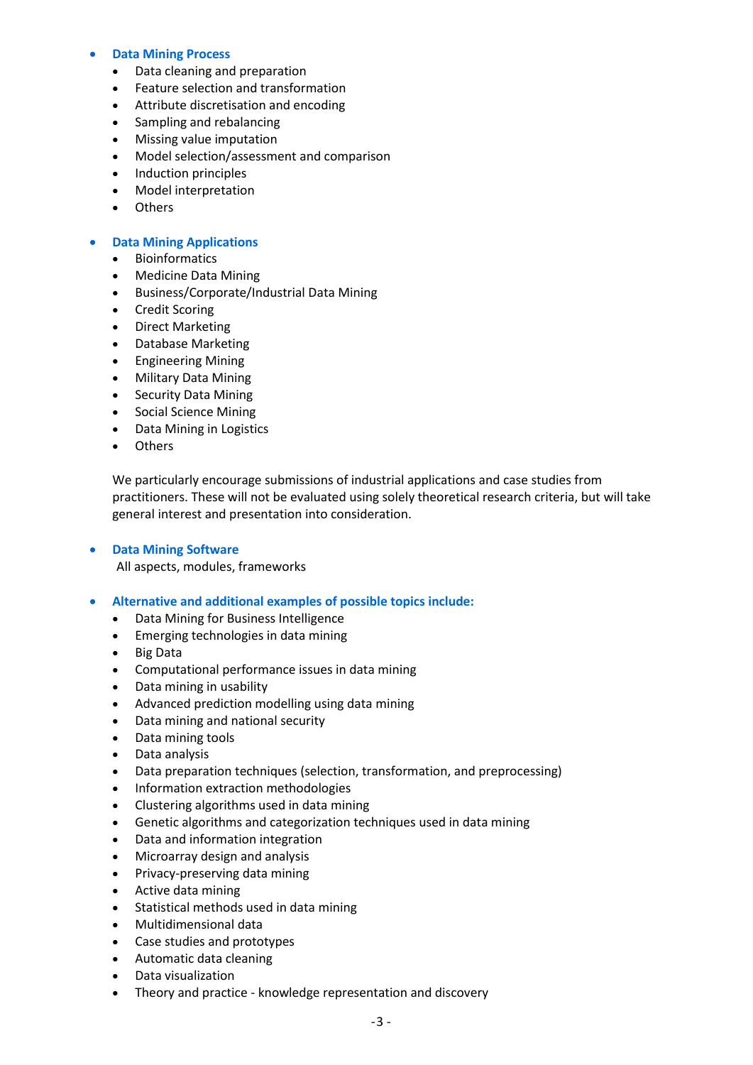- **Data Mining Process**
  - Data cleaning and preparation
  - Feature selection and transformation
  - Attribute discretisation and encoding
  - Sampling and rebalancing
  - Missing value imputation
  - Model selection/assessment and comparison
  - Induction principles
  - Model interpretation
  - Others

- **Data Mining Applications**
  - Bioinformatics
  - Medicine Data Mining
  - Business/Corporate/Industrial Data Mining
  - Credit Scoring
  - Direct Marketing
  - Database Marketing
  - Engineering Mining
  - Military Data Mining
  - Security Data Mining
  - Social Science Mining
  - Data Mining in Logistics
  - Others

  We particularly encourage submissions of industrial applications and case studies from practitioners. These will not be evaluated using solely theoretical research criteria, but will take general interest and presentation into consideration.

- **Data Mining Software**

  All aspects, modules, frameworks

- **Alternative and additional examples of possible topics include:**
  - Data Mining for Business Intelligence
  - Emerging technologies in data mining
  - Big Data
  - Computational performance issues in data mining
  - Data mining in usability
  - Advanced prediction modelling using data mining
  - Data mining and national security
  - Data mining tools
  - Data analysis
  - Data preparation techniques (selection, transformation, and preprocessing)
  - Information extraction methodologies
  - Clustering algorithms used in data mining
  - Genetic algorithms and categorization techniques used in data mining
  - Data and information integration
  - Microarray design and analysis
  - Privacy-preserving data mining
  - Active data mining
  - Statistical methods used in data mining
  - Multidimensional data
  - Case studies and prototypes
  - Automatic data cleaning
  - Data visualization
  - Theory and practice - knowledge representation and discovery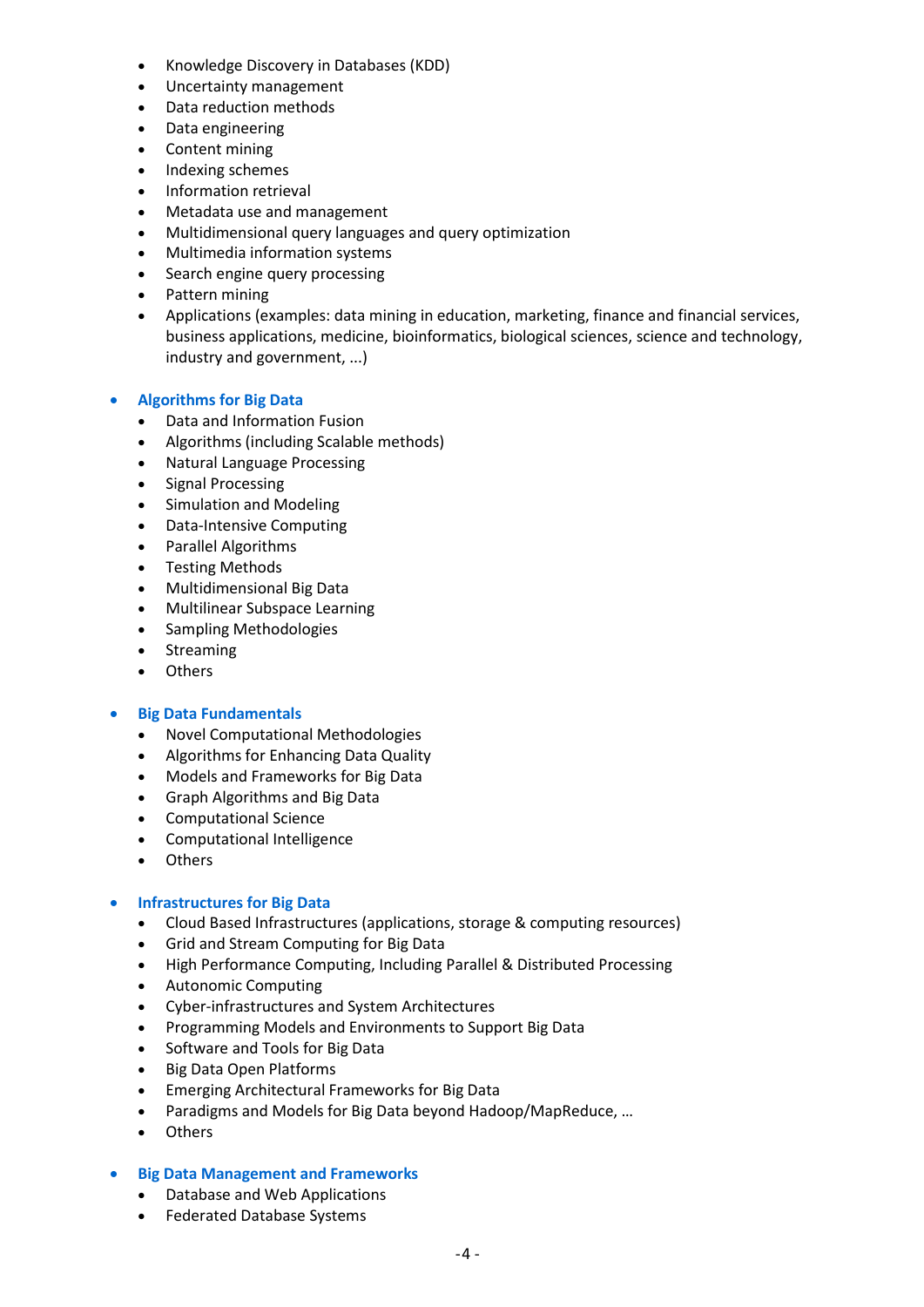- Knowledge Discovery in Databases (KDD)
- Uncertainty management
- Data reduction methods
- Data engineering
- Content mining
- Indexing schemes
- Information retrieval
- Metadata use and management
- Multidimensional query languages and query optimization
- Multimedia information systems
- Search engine query processing
- Pattern mining
- Applications (examples: data mining in education, marketing, finance and financial services, business applications, medicine, bioinformatics, biological sciences, science and technology, industry and government, ...)

- **Algorithms for Big Data**
  - Data and Information Fusion
  - Algorithms (including Scalable methods)
  - Natural Language Processing
  - Signal Processing
  - Simulation and Modeling
  - Data-Intensive Computing
  - Parallel Algorithms
  - Testing Methods
  - Multidimensional Big Data
  - Multilinear Subspace Learning
  - Sampling Methodologies
  - Streaming
  - Others

- **Big Data Fundamentals**
  - Novel Computational Methodologies
  - Algorithms for Enhancing Data Quality
  - Models and Frameworks for Big Data
  - Graph Algorithms and Big Data
  - Computational Science
  - Computational Intelligence
  - Others

- **Infrastructures for Big Data**
  - Cloud Based Infrastructures (applications, storage & computing resources)
  - Grid and Stream Computing for Big Data
  - High Performance Computing, Including Parallel & Distributed Processing
  - Autonomic Computing
  - Cyber-infrastructures and System Architectures
  - Programming Models and Environments to Support Big Data
  - Software and Tools for Big Data
  - Big Data Open Platforms
  - Emerging Architectural Frameworks for Big Data
  - Paradigms and Models for Big Data beyond Hadoop/MapReduce, …
  - Others

- **Big Data Management and Frameworks**
  - Database and Web Applications
  - Federated Database Systems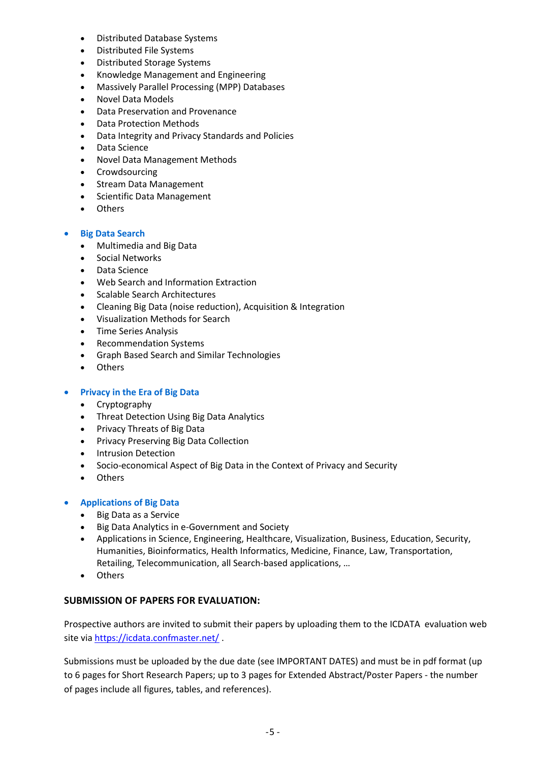- Distributed Database Systems
- Distributed File Systems
- Distributed Storage Systems
- Knowledge Management and Engineering
- Massively Parallel Processing (MPP) Databases
- Novel Data Models
- Data Preservation and Provenance
- Data Protection Methods
- Data Integrity and Privacy Standards and Policies
- Data Science
- Novel Data Management Methods
- Crowdsourcing
- Stream Data Management
- Scientific Data Management
- Others

- **Big Data Search**
  - Multimedia and Big Data
  - Social Networks
  - Data Science
  - Web Search and Information Extraction
  - Scalable Search Architectures
  - Cleaning Big Data (noise reduction), Acquisition & Integration
  - Visualization Methods for Search
  - Time Series Analysis
  - Recommendation Systems
  - Graph Based Search and Similar Technologies
  - Others

- **Privacy in the Era of Big Data**
  - Cryptography
  - Threat Detection Using Big Data Analytics
  - Privacy Threats of Big Data
  - Privacy Preserving Big Data Collection
  - Intrusion Detection
  - Socio-economical Aspect of Big Data in the Context of Privacy and Security
  - Others

- **Applications of Big Data**
  - Big Data as a Service
  - Big Data Analytics in e-Government and Society
  - Applications in Science, Engineering, Healthcare, Visualization, Business, Education, Security, Humanities, Bioinformatics, Health Informatics, Medicine, Finance, Law, Transportation, Retailing, Telecommunication, all Search-based applications, …
  - Others

## SUBMISSION OF PAPERS FOR EVALUATION:

Prospective authors are invited to submit their papers by uploading them to the ICDATA evaluation web site via https://icdata.confmaster.net/ .

Submissions must be uploaded by the due date (see IMPORTANT DATES) and must be in pdf format (up to 6 pages for Short Research Papers; up to 3 pages for Extended Abstract/Poster Papers - the number of pages include all figures, tables, and references).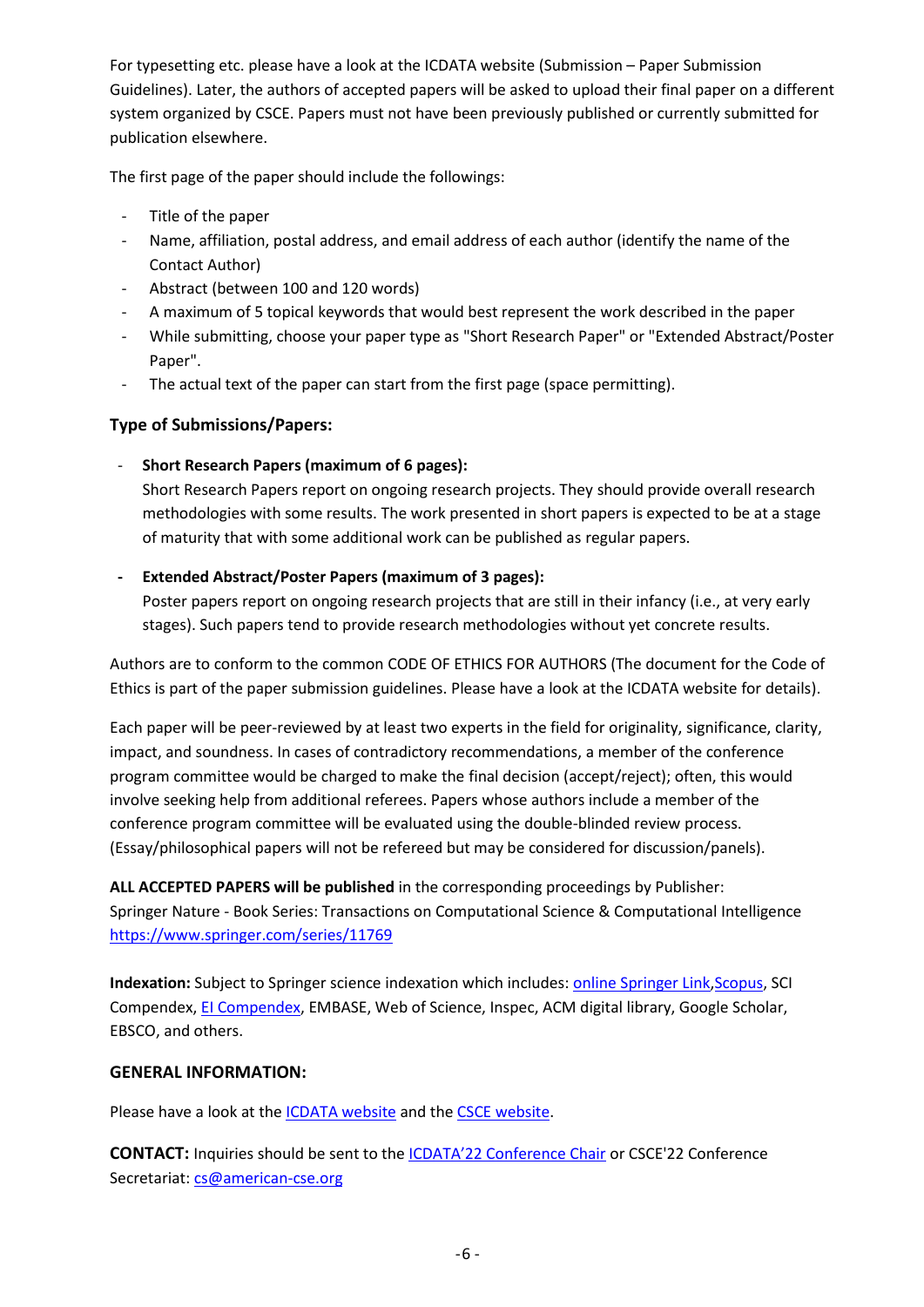For typesetting etc. please have a look at the ICDATA website (Submission – Paper Submission Guidelines). Later, the authors of accepted papers will be asked to upload their final paper on a different system organized by CSCE. Papers must not have been previously published or currently submitted for publication elsewhere.

The first page of the paper should include the followings:

- Title of the paper
- Name, affiliation, postal address, and email address of each author (identify the name of the Contact Author)
- Abstract (between 100 and 120 words)
- A maximum of 5 topical keywords that would best represent the work described in the paper
- While submitting, choose your paper type as "Short Research Paper" or "Extended Abstract/Poster Paper".
- The actual text of the paper can start from the first page (space permitting).

### Type of Submissions/Papers:

- **Short Research Papers (maximum of 6 pages):**
  Short Research Papers report on ongoing research projects. They should provide overall research methodologies with some results. The work presented in short papers is expected to be at a stage of maturity that with some additional work can be published as regular papers.

- **Extended Abstract/Poster Papers (maximum of 3 pages):**
  Poster papers report on ongoing research projects that are still in their infancy (i.e., at very early stages). Such papers tend to provide research methodologies without yet concrete results.

Authors are to conform to the common CODE OF ETHICS FOR AUTHORS (The document for the Code of Ethics is part of the paper submission guidelines. Please have a look at the ICDATA website for details).

Each paper will be peer-reviewed by at least two experts in the field for originality, significance, clarity, impact, and soundness. In cases of contradictory recommendations, a member of the conference program committee would be charged to make the final decision (accept/reject); often, this would involve seeking help from additional referees. Papers whose authors include a member of the conference program committee will be evaluated using the double-blinded review process. (Essay/philosophical papers will not be refereed but may be considered for discussion/panels).

**ALL ACCEPTED PAPERS will be published** in the corresponding proceedings by Publisher: Springer Nature - Book Series: Transactions on Computational Science & Computational Intelligence https://www.springer.com/series/11769

**Indexation:** Subject to Springer science indexation which includes: online Springer Link, Scopus, SCI Compendex, EI Compendex, EMBASE, Web of Science, Inspec, ACM digital library, Google Scholar, EBSCO, and others.

### GENERAL INFORMATION:

Please have a look at the ICDATA website and the CSCE website.

**CONTACT:** Inquiries should be sent to the ICDATA'22 Conference Chair or CSCE'22 Conference Secretariat: cs@american-cse.org